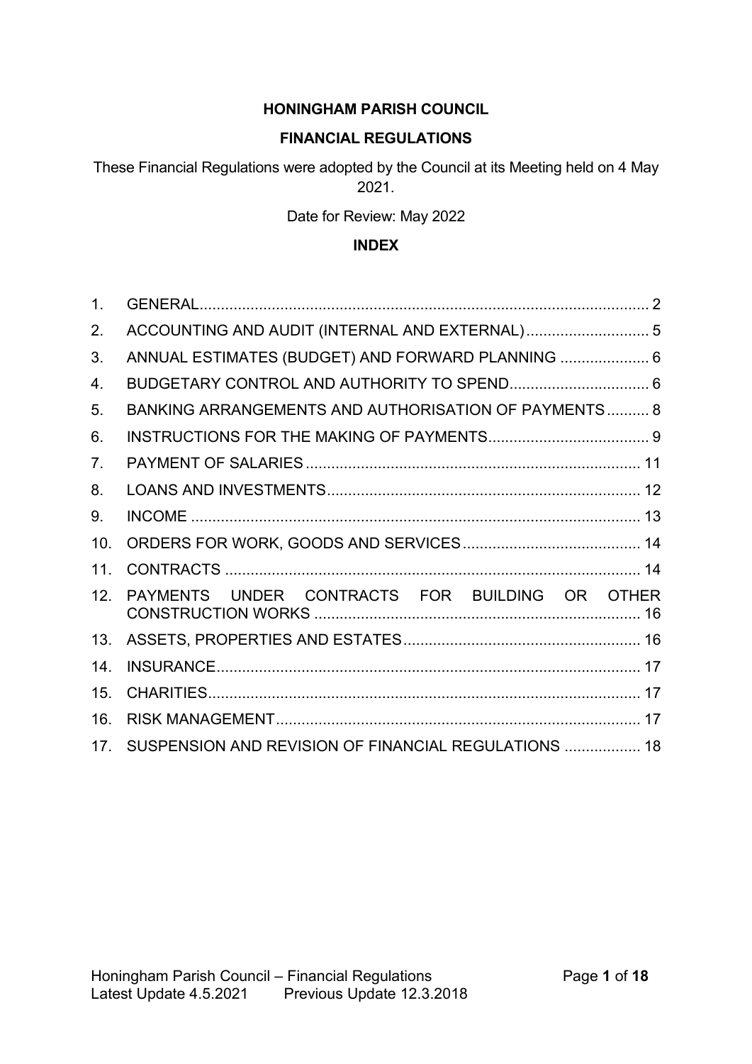# HONINGHAM PARISH COUNCIL

## FINANCIAL REGULATIONS

These Financial Regulations were adopted by the Council at its Meeting held on 4 May 2021.

Date for Review: May 2022

## INDEX

| | | |
|---|---|---|
| 1. | GENERAL | 2 |
| 2. | ACCOUNTING AND AUDIT (INTERNAL AND EXTERNAL) | 5 |
| 3. | ANNUAL ESTIMATES (BUDGET) AND FORWARD PLANNING | 6 |
| 4. | BUDGETARY CONTROL AND AUTHORITY TO SPEND | 6 |
| 5. | BANKING ARRANGEMENTS AND AUTHORISATION OF PAYMENTS | 8 |
| 6. | INSTRUCTIONS FOR THE MAKING OF PAYMENTS | 9 |
| 7. | PAYMENT OF SALARIES | 11 |
| 8. | LOANS AND INVESTMENTS | 12 |
| 9. | INCOME | 13 |
| 10. | ORDERS FOR WORK, GOODS AND SERVICES | 14 |
| 11. | CONTRACTS | 14 |
| 12. | PAYMENTS UNDER CONTRACTS FOR BUILDING OR OTHER CONSTRUCTION WORKS | 16 |
| 13. | ASSETS, PROPERTIES AND ESTATES | 16 |
| 14. | INSURANCE | 17 |
| 15. | CHARITIES | 17 |
| 16. | RISK MANAGEMENT | 17 |
| 17. | SUSPENSION AND REVISION OF FINANCIAL REGULATIONS | 18 |

Latest Update 4.5.2021 Previous Update 12.3.2018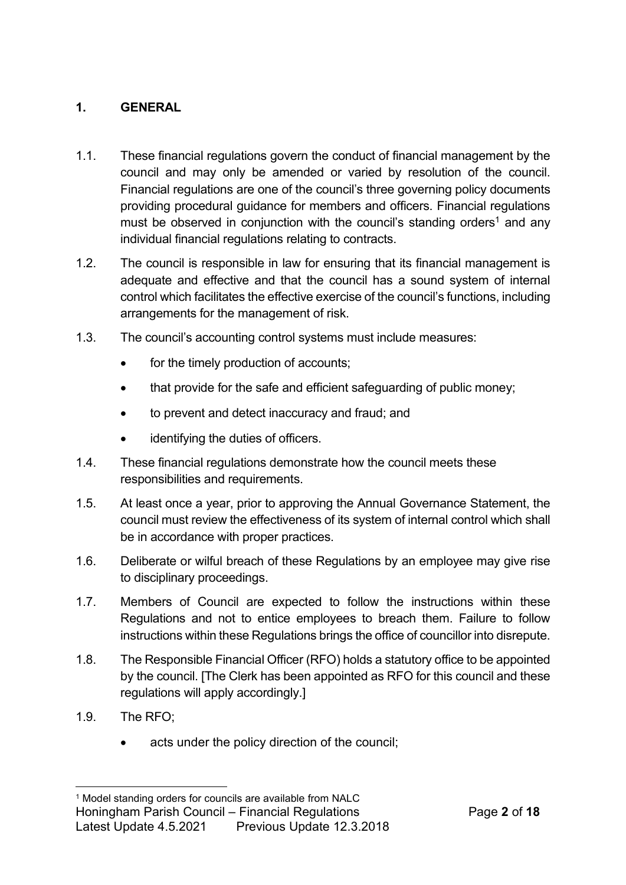## 1. GENERAL

1.1. These financial regulations govern the conduct of financial management by the council and may only be amended or varied by resolution of the council. Financial regulations are one of the council's three governing policy documents providing procedural guidance for members and officers. Financial regulations must be observed in conjunction with the council's standing orders[1] and any individual financial regulations relating to contracts.

1.2. The council is responsible in law for ensuring that its financial management is adequate and effective and that the council has a sound system of internal control which facilitates the effective exercise of the council's functions, including arrangements for the management of risk.

1.3. The council's accounting control systems must include measures:

- for the timely production of accounts;
- that provide for the safe and efficient safeguarding of public money;
- to prevent and detect inaccuracy and fraud; and
- identifying the duties of officers.

1.4. These financial regulations demonstrate how the council meets these responsibilities and requirements.

1.5. At least once a year, prior to approving the Annual Governance Statement, the council must review the effectiveness of its system of internal control which shall be in accordance with proper practices.

1.6. Deliberate or wilful breach of these Regulations by an employee may give rise to disciplinary proceedings.

1.7. Members of Council are expected to follow the instructions within these Regulations and not to entice employees to breach them. Failure to follow instructions within these Regulations brings the office of councillor into disrepute.

1.8. The Responsible Financial Officer (RFO) holds a statutory office to be appointed by the council. [The Clerk has been appointed as RFO for this council and these regulations will apply accordingly.]

1.9. The RFO;

- acts under the policy direction of the council;

[1] Model standing orders for councils are available from NALC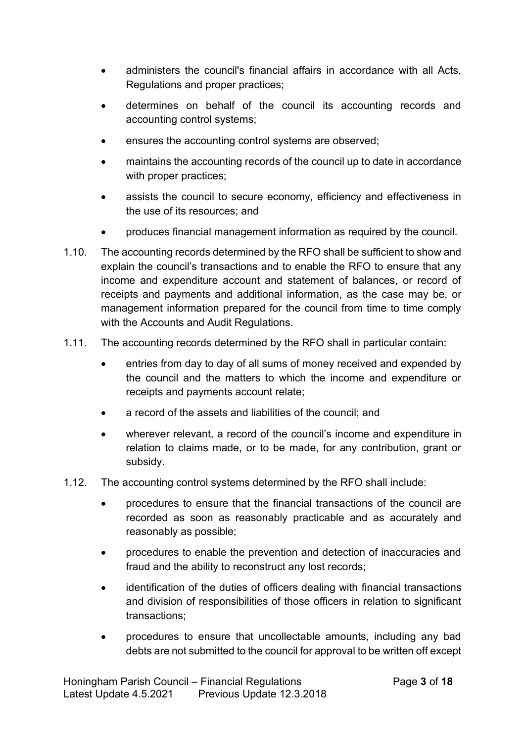- administers the council's financial affairs in accordance with all Acts, Regulations and proper practices;
- determines on behalf of the council its accounting records and accounting control systems;
- ensures the accounting control systems are observed;
- maintains the accounting records of the council up to date in accordance with proper practices;
- assists the council to secure economy, efficiency and effectiveness in the use of its resources; and
- produces financial management information as required by the council.

1.10. The accounting records determined by the RFO shall be sufficient to show and explain the council's transactions and to enable the RFO to ensure that any income and expenditure account and statement of balances, or record of receipts and payments and additional information, as the case may be, or management information prepared for the council from time to time comply with the Accounts and Audit Regulations.

1.11. The accounting records determined by the RFO shall in particular contain:

- entries from day to day of all sums of money received and expended by the council and the matters to which the income and expenditure or receipts and payments account relate;
- a record of the assets and liabilities of the council; and
- wherever relevant, a record of the council's income and expenditure in relation to claims made, or to be made, for any contribution, grant or subsidy.

1.12. The accounting control systems determined by the RFO shall include:

- procedures to ensure that the financial transactions of the council are recorded as soon as reasonably practicable and as accurately and reasonably as possible;
- procedures to enable the prevention and detection of inaccuracies and fraud and the ability to reconstruct any lost records;
- identification of the duties of officers dealing with financial transactions and division of responsibilities of those officers in relation to significant transactions;
- procedures to ensure that uncollectable amounts, including any bad debts are not submitted to the council for approval to be written off except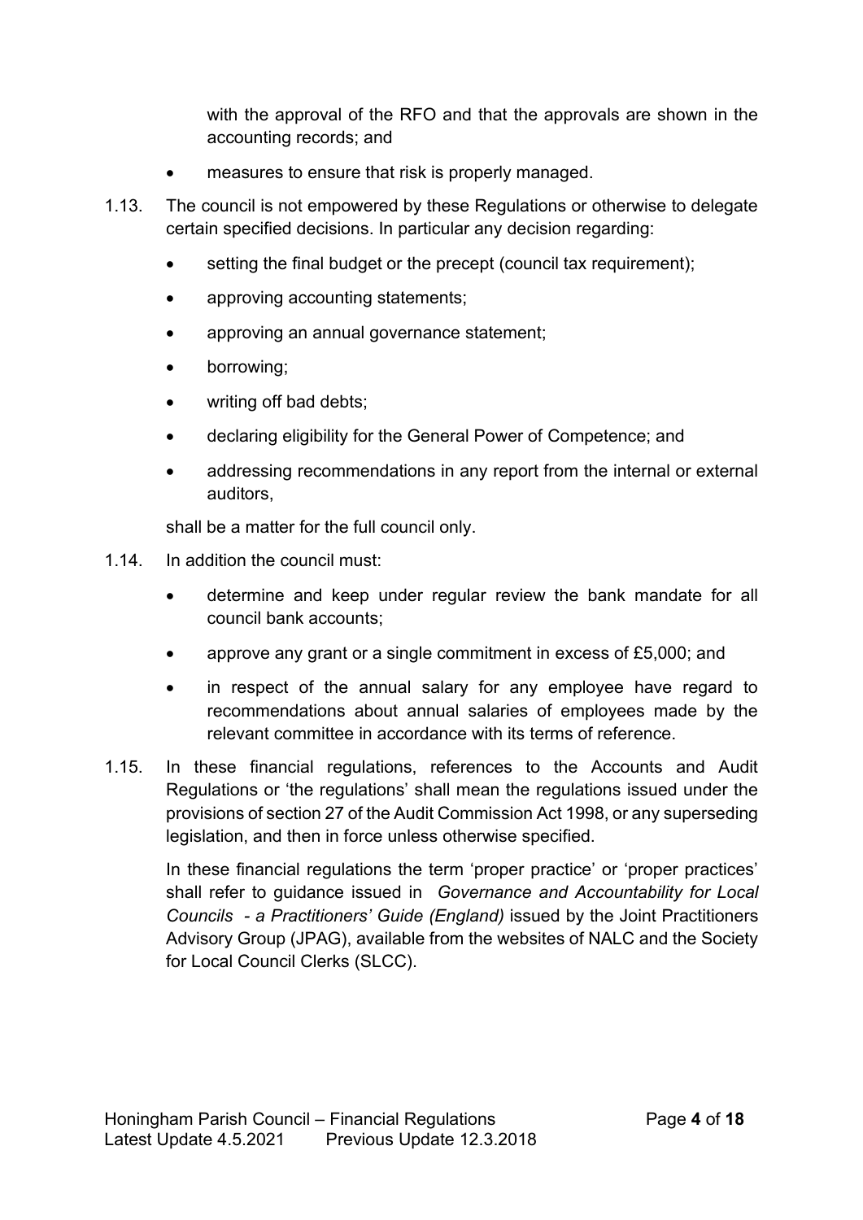with the approval of the RFO and that the approvals are shown in the accounting records; and

- measures to ensure that risk is properly managed.

1.13. The council is not empowered by these Regulations or otherwise to delegate certain specified decisions. In particular any decision regarding:

- setting the final budget or the precept (council tax requirement);
- approving accounting statements;
- approving an annual governance statement;
- borrowing;
- writing off bad debts;
- declaring eligibility for the General Power of Competence; and
- addressing recommendations in any report from the internal or external auditors,

shall be a matter for the full council only.

1.14. In addition the council must:

- determine and keep under regular review the bank mandate for all council bank accounts;
- approve any grant or a single commitment in excess of £5,000; and
- in respect of the annual salary for any employee have regard to recommendations about annual salaries of employees made by the relevant committee in accordance with its terms of reference.

1.15. In these financial regulations, references to the Accounts and Audit Regulations or 'the regulations' shall mean the regulations issued under the provisions of section 27 of the Audit Commission Act 1998, or any superseding legislation, and then in force unless otherwise specified.

In these financial regulations the term 'proper practice' or 'proper practices' shall refer to guidance issued in *Governance and Accountability for Local Councils - a Practitioners' Guide (England)* issued by the Joint Practitioners Advisory Group (JPAG), available from the websites of NALC and the Society for Local Council Clerks (SLCC).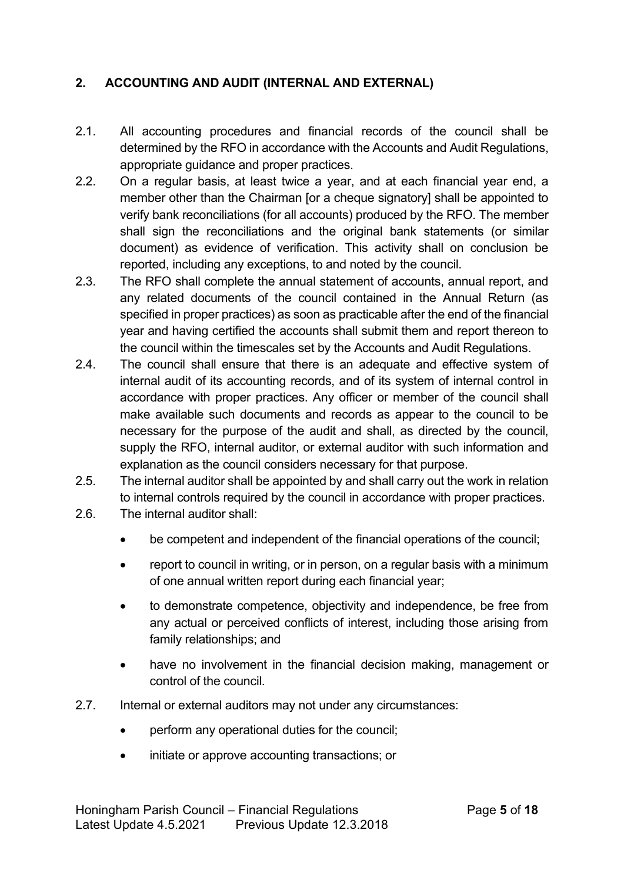## 2. ACCOUNTING AND AUDIT (INTERNAL AND EXTERNAL)

2.1. All accounting procedures and financial records of the council shall be determined by the RFO in accordance with the Accounts and Audit Regulations, appropriate guidance and proper practices.

2.2. On a regular basis, at least twice a year, and at each financial year end, a member other than the Chairman [or a cheque signatory] shall be appointed to verify bank reconciliations (for all accounts) produced by the RFO. The member shall sign the reconciliations and the original bank statements (or similar document) as evidence of verification. This activity shall on conclusion be reported, including any exceptions, to and noted by the council.

2.3. The RFO shall complete the annual statement of accounts, annual report, and any related documents of the council contained in the Annual Return (as specified in proper practices) as soon as practicable after the end of the financial year and having certified the accounts shall submit them and report thereon to the council within the timescales set by the Accounts and Audit Regulations.

2.4. The council shall ensure that there is an adequate and effective system of internal audit of its accounting records, and of its system of internal control in accordance with proper practices. Any officer or member of the council shall make available such documents and records as appear to the council to be necessary for the purpose of the audit and shall, as directed by the council, supply the RFO, internal auditor, or external auditor with such information and explanation as the council considers necessary for that purpose.

2.5. The internal auditor shall be appointed by and shall carry out the work in relation to internal controls required by the council in accordance with proper practices.

2.6. The internal auditor shall:

- be competent and independent of the financial operations of the council;
- report to council in writing, or in person, on a regular basis with a minimum of one annual written report during each financial year;
- to demonstrate competence, objectivity and independence, be free from any actual or perceived conflicts of interest, including those arising from family relationships; and
- have no involvement in the financial decision making, management or control of the council.

2.7. Internal or external auditors may not under any circumstances:

- perform any operational duties for the council;
- initiate or approve accounting transactions; or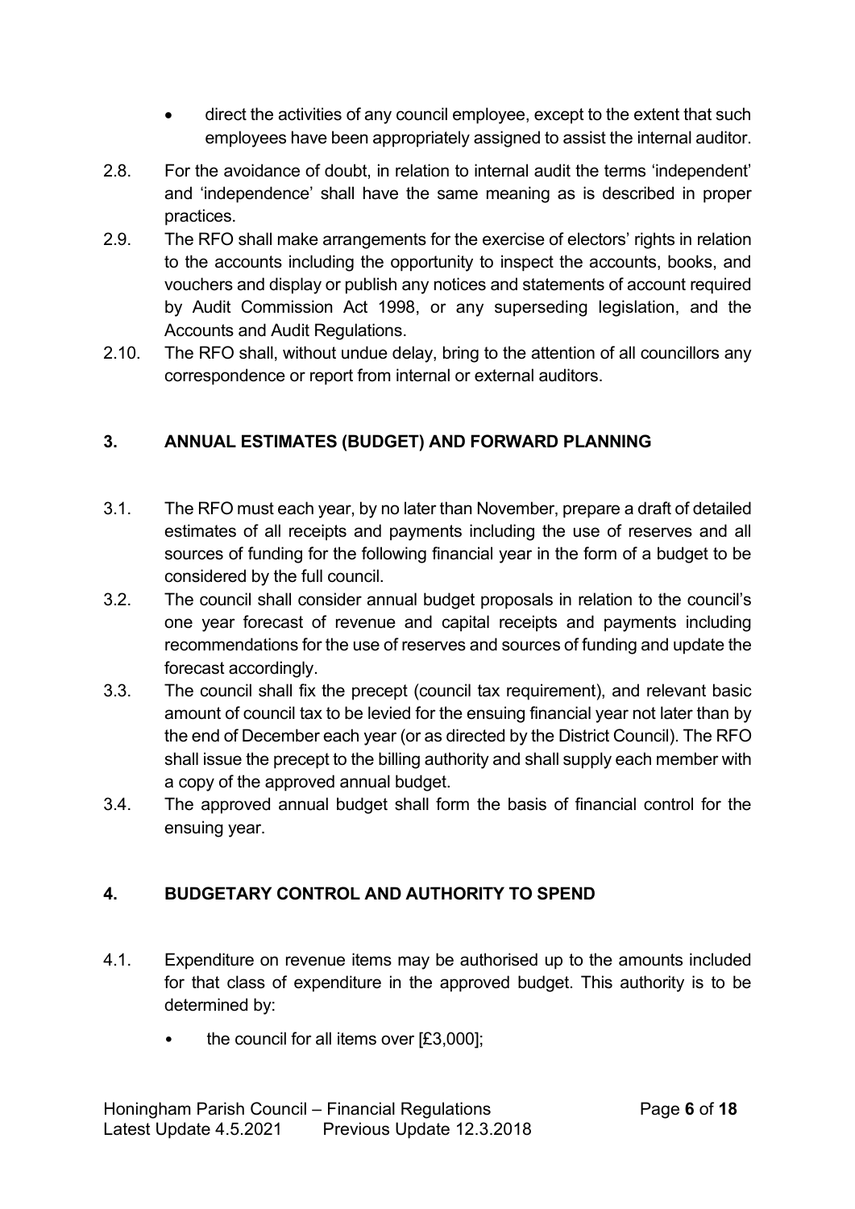- direct the activities of any council employee, except to the extent that such employees have been appropriately assigned to assist the internal auditor.

2.8. For the avoidance of doubt, in relation to internal audit the terms 'independent' and 'independence' shall have the same meaning as is described in proper practices.

2.9. The RFO shall make arrangements for the exercise of electors' rights in relation to the accounts including the opportunity to inspect the accounts, books, and vouchers and display or publish any notices and statements of account required by Audit Commission Act 1998, or any superseding legislation, and the Accounts and Audit Regulations.

2.10. The RFO shall, without undue delay, bring to the attention of all councillors any correspondence or report from internal or external auditors.

## 3. ANNUAL ESTIMATES (BUDGET) AND FORWARD PLANNING

3.1. The RFO must each year, by no later than November, prepare a draft of detailed estimates of all receipts and payments including the use of reserves and all sources of funding for the following financial year in the form of a budget to be considered by the full council.

3.2. The council shall consider annual budget proposals in relation to the council's one year forecast of revenue and capital receipts and payments including recommendations for the use of reserves and sources of funding and update the forecast accordingly.

3.3. The council shall fix the precept (council tax requirement), and relevant basic amount of council tax to be levied for the ensuing financial year not later than by the end of December each year (or as directed by the District Council). The RFO shall issue the precept to the billing authority and shall supply each member with a copy of the approved annual budget.

3.4. The approved annual budget shall form the basis of financial control for the ensuing year.

## 4. BUDGETARY CONTROL AND AUTHORITY TO SPEND

4.1. Expenditure on revenue items may be authorised up to the amounts included for that class of expenditure in the approved budget. This authority is to be determined by:

- the council for all items over [£3,000];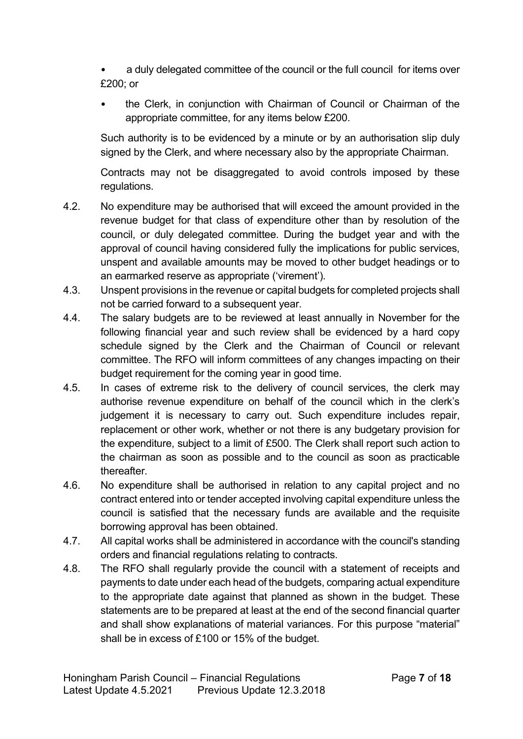- a duly delegated committee of the council or the full council for items over £200; or
- the Clerk, in conjunction with Chairman of Council or Chairman of the appropriate committee, for any items below £200.

Such authority is to be evidenced by a minute or by an authorisation slip duly signed by the Clerk, and where necessary also by the appropriate Chairman.

Contracts may not be disaggregated to avoid controls imposed by these regulations.

4.2. No expenditure may be authorised that will exceed the amount provided in the revenue budget for that class of expenditure other than by resolution of the council, or duly delegated committee. During the budget year and with the approval of council having considered fully the implications for public services, unspent and available amounts may be moved to other budget headings or to an earmarked reserve as appropriate ('virement').

4.3. Unspent provisions in the revenue or capital budgets for completed projects shall not be carried forward to a subsequent year.

4.4. The salary budgets are to be reviewed at least annually in November for the following financial year and such review shall be evidenced by a hard copy schedule signed by the Clerk and the Chairman of Council or relevant committee. The RFO will inform committees of any changes impacting on their budget requirement for the coming year in good time.

4.5. In cases of extreme risk to the delivery of council services, the clerk may authorise revenue expenditure on behalf of the council which in the clerk's judgement it is necessary to carry out. Such expenditure includes repair, replacement or other work, whether or not there is any budgetary provision for the expenditure, subject to a limit of £500. The Clerk shall report such action to the chairman as soon as possible and to the council as soon as practicable thereafter.

4.6. No expenditure shall be authorised in relation to any capital project and no contract entered into or tender accepted involving capital expenditure unless the council is satisfied that the necessary funds are available and the requisite borrowing approval has been obtained.

4.7. All capital works shall be administered in accordance with the council's standing orders and financial regulations relating to contracts.

4.8. The RFO shall regularly provide the council with a statement of receipts and payments to date under each head of the budgets, comparing actual expenditure to the appropriate date against that planned as shown in the budget. These statements are to be prepared at least at the end of the second financial quarter and shall show explanations of material variances. For this purpose "material" shall be in excess of £100 or 15% of the budget.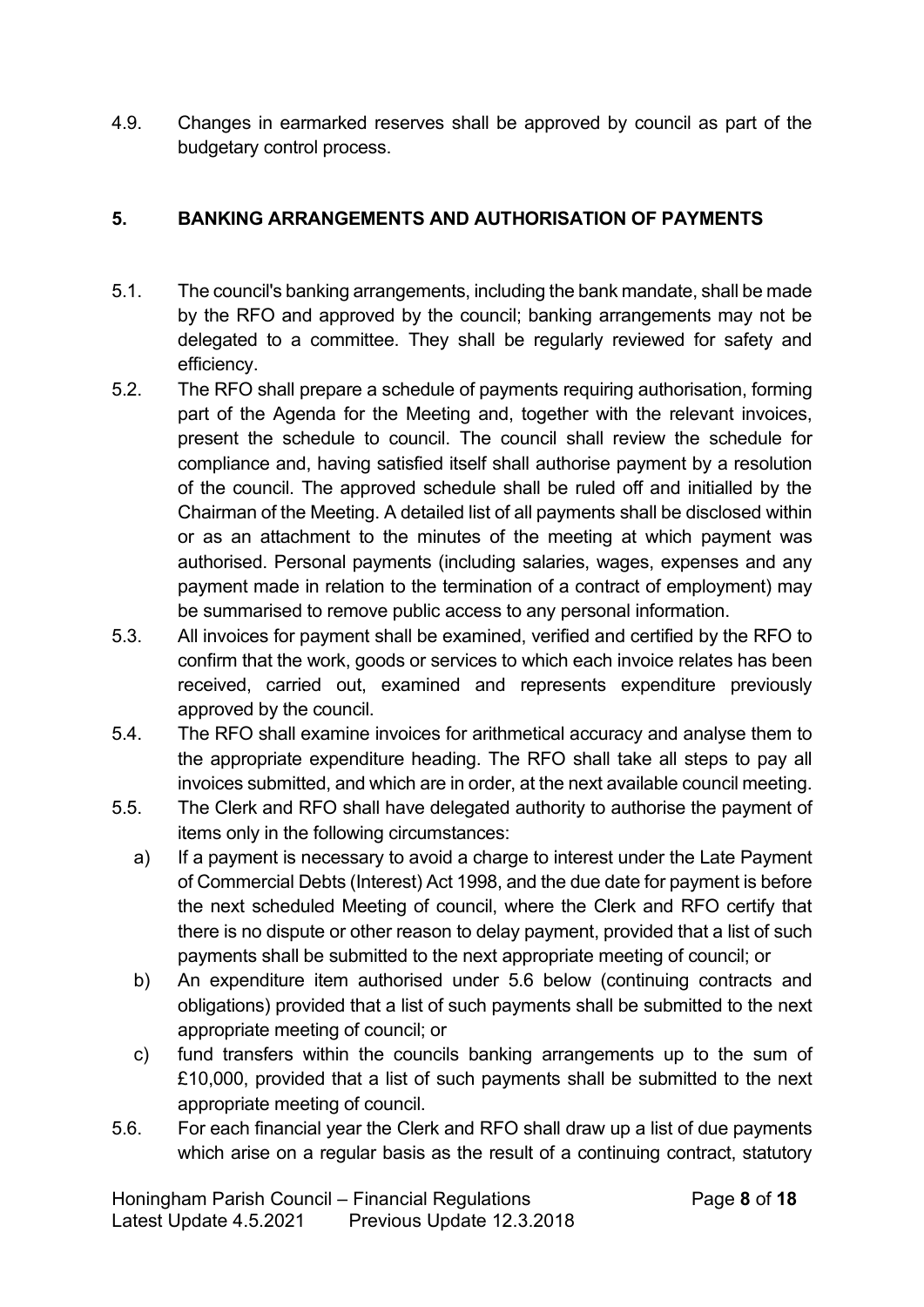4.9. Changes in earmarked reserves shall be approved by council as part of the budgetary control process.

## 5. BANKING ARRANGEMENTS AND AUTHORISATION OF PAYMENTS

5.1. The council's banking arrangements, including the bank mandate, shall be made by the RFO and approved by the council; banking arrangements may not be delegated to a committee. They shall be regularly reviewed for safety and efficiency.

5.2. The RFO shall prepare a schedule of payments requiring authorisation, forming part of the Agenda for the Meeting and, together with the relevant invoices, present the schedule to council. The council shall review the schedule for compliance and, having satisfied itself shall authorise payment by a resolution of the council. The approved schedule shall be ruled off and initialled by the Chairman of the Meeting. A detailed list of all payments shall be disclosed within or as an attachment to the minutes of the meeting at which payment was authorised. Personal payments (including salaries, wages, expenses and any payment made in relation to the termination of a contract of employment) may be summarised to remove public access to any personal information.

5.3. All invoices for payment shall be examined, verified and certified by the RFO to confirm that the work, goods or services to which each invoice relates has been received, carried out, examined and represents expenditure previously approved by the council.

5.4. The RFO shall examine invoices for arithmetical accuracy and analyse them to the appropriate expenditure heading. The RFO shall take all steps to pay all invoices submitted, and which are in order, at the next available council meeting.

5.5. The Clerk and RFO shall have delegated authority to authorise the payment of items only in the following circumstances:

a) If a payment is necessary to avoid a charge to interest under the Late Payment of Commercial Debts (Interest) Act 1998, and the due date for payment is before the next scheduled Meeting of council, where the Clerk and RFO certify that there is no dispute or other reason to delay payment, provided that a list of such payments shall be submitted to the next appropriate meeting of council; or

b) An expenditure item authorised under 5.6 below (continuing contracts and obligations) provided that a list of such payments shall be submitted to the next appropriate meeting of council; or

c) fund transfers within the councils banking arrangements up to the sum of £10,000, provided that a list of such payments shall be submitted to the next appropriate meeting of council.

5.6. For each financial year the Clerk and RFO shall draw up a list of due payments which arise on a regular basis as the result of a continuing contract, statutory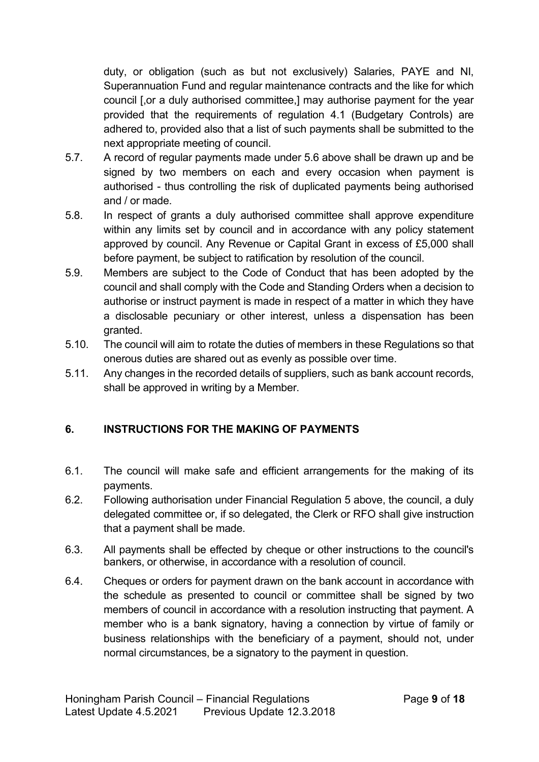duty, or obligation (such as but not exclusively) Salaries, PAYE and NI, Superannuation Fund and regular maintenance contracts and the like for which council [,or a duly authorised committee,] may authorise payment for the year provided that the requirements of regulation 4.1 (Budgetary Controls) are adhered to, provided also that a list of such payments shall be submitted to the next appropriate meeting of council.

5.7. A record of regular payments made under 5.6 above shall be drawn up and be signed by two members on each and every occasion when payment is authorised - thus controlling the risk of duplicated payments being authorised and / or made.

5.8. In respect of grants a duly authorised committee shall approve expenditure within any limits set by council and in accordance with any policy statement approved by council. Any Revenue or Capital Grant in excess of £5,000 shall before payment, be subject to ratification by resolution of the council.

5.9. Members are subject to the Code of Conduct that has been adopted by the council and shall comply with the Code and Standing Orders when a decision to authorise or instruct payment is made in respect of a matter in which they have a disclosable pecuniary or other interest, unless a dispensation has been granted.

5.10. The council will aim to rotate the duties of members in these Regulations so that onerous duties are shared out as evenly as possible over time.

5.11. Any changes in the recorded details of suppliers, such as bank account records, shall be approved in writing by a Member.

## 6. INSTRUCTIONS FOR THE MAKING OF PAYMENTS

6.1. The council will make safe and efficient arrangements for the making of its payments.

6.2. Following authorisation under Financial Regulation 5 above, the council, a duly delegated committee or, if so delegated, the Clerk or RFO shall give instruction that a payment shall be made.

6.3. All payments shall be effected by cheque or other instructions to the council's bankers, or otherwise, in accordance with a resolution of council.

6.4. Cheques or orders for payment drawn on the bank account in accordance with the schedule as presented to council or committee shall be signed by two members of council in accordance with a resolution instructing that payment. A member who is a bank signatory, having a connection by virtue of family or business relationships with the beneficiary of a payment, should not, under normal circumstances, be a signatory to the payment in question.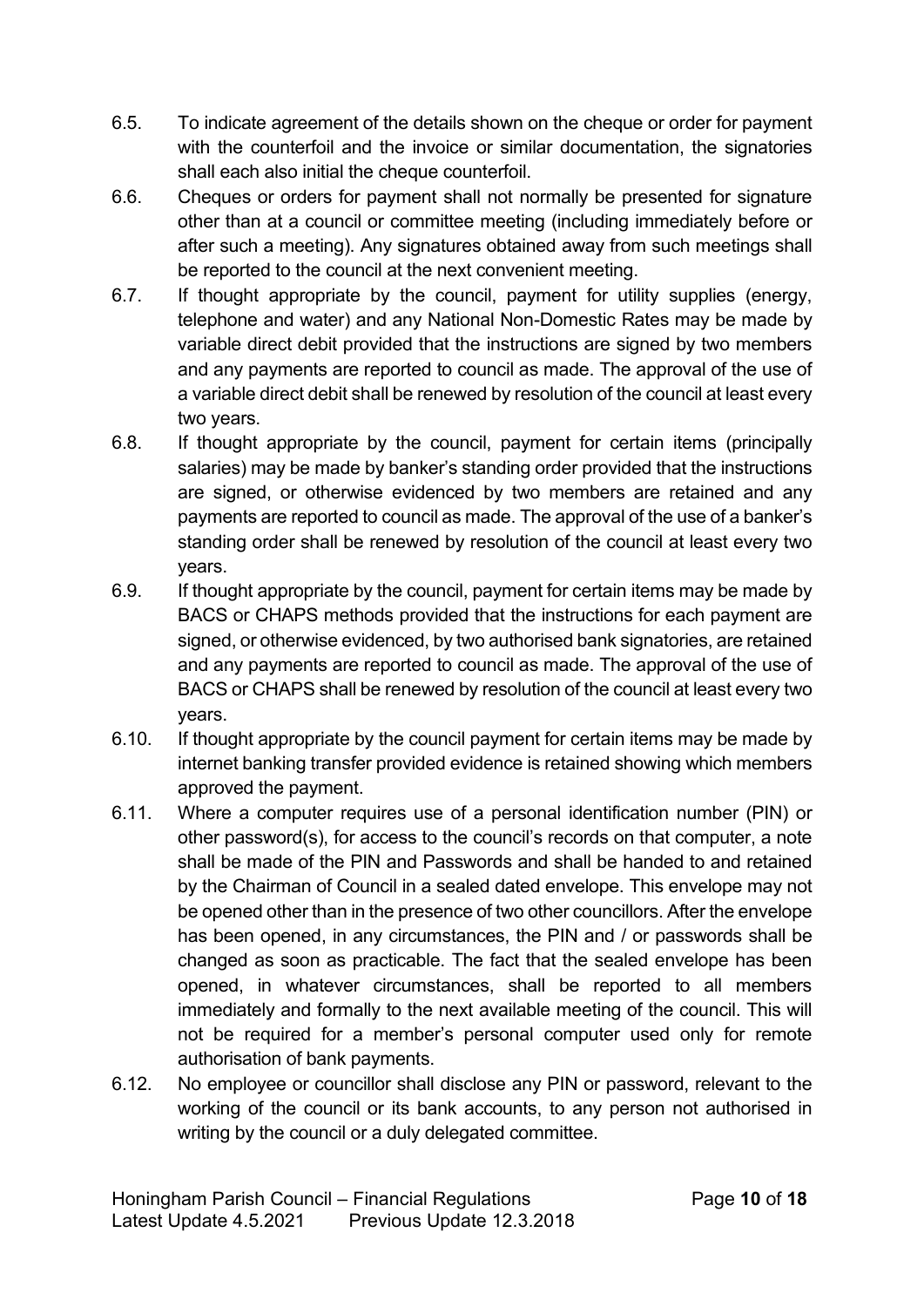6.5. To indicate agreement of the details shown on the cheque or order for payment with the counterfoil and the invoice or similar documentation, the signatories shall each also initial the cheque counterfoil.

6.6. Cheques or orders for payment shall not normally be presented for signature other than at a council or committee meeting (including immediately before or after such a meeting). Any signatures obtained away from such meetings shall be reported to the council at the next convenient meeting.

6.7. If thought appropriate by the council, payment for utility supplies (energy, telephone and water) and any National Non-Domestic Rates may be made by variable direct debit provided that the instructions are signed by two members and any payments are reported to council as made. The approval of the use of a variable direct debit shall be renewed by resolution of the council at least every two years.

6.8. If thought appropriate by the council, payment for certain items (principally salaries) may be made by banker's standing order provided that the instructions are signed, or otherwise evidenced by two members are retained and any payments are reported to council as made. The approval of the use of a banker's standing order shall be renewed by resolution of the council at least every two years.

6.9. If thought appropriate by the council, payment for certain items may be made by BACS or CHAPS methods provided that the instructions for each payment are signed, or otherwise evidenced, by two authorised bank signatories, are retained and any payments are reported to council as made. The approval of the use of BACS or CHAPS shall be renewed by resolution of the council at least every two years.

6.10. If thought appropriate by the council payment for certain items may be made by internet banking transfer provided evidence is retained showing which members approved the payment.

6.11. Where a computer requires use of a personal identification number (PIN) or other password(s), for access to the council's records on that computer, a note shall be made of the PIN and Passwords and shall be handed to and retained by the Chairman of Council in a sealed dated envelope. This envelope may not be opened other than in the presence of two other councillors. After the envelope has been opened, in any circumstances, the PIN and / or passwords shall be changed as soon as practicable. The fact that the sealed envelope has been opened, in whatever circumstances, shall be reported to all members immediately and formally to the next available meeting of the council. This will not be required for a member's personal computer used only for remote authorisation of bank payments.

6.12. No employee or councillor shall disclose any PIN or password, relevant to the working of the council or its bank accounts, to any person not authorised in writing by the council or a duly delegated committee.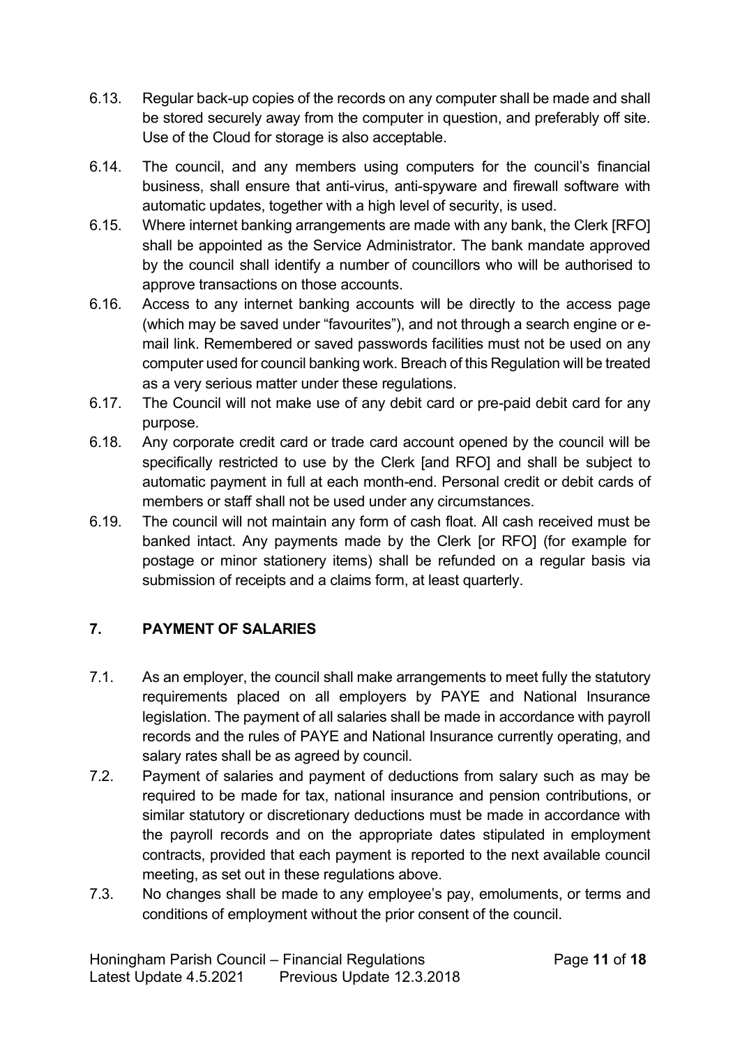6.13. Regular back-up copies of the records on any computer shall be made and shall be stored securely away from the computer in question, and preferably off site. Use of the Cloud for storage is also acceptable.

6.14. The council, and any members using computers for the council's financial business, shall ensure that anti-virus, anti-spyware and firewall software with automatic updates, together with a high level of security, is used.

6.15. Where internet banking arrangements are made with any bank, the Clerk [RFO] shall be appointed as the Service Administrator. The bank mandate approved by the council shall identify a number of councillors who will be authorised to approve transactions on those accounts.

6.16. Access to any internet banking accounts will be directly to the access page (which may be saved under "favourites"), and not through a search engine or e-mail link. Remembered or saved passwords facilities must not be used on any computer used for council banking work. Breach of this Regulation will be treated as a very serious matter under these regulations.

6.17. The Council will not make use of any debit card or pre-paid debit card for any purpose.

6.18. Any corporate credit card or trade card account opened by the council will be specifically restricted to use by the Clerk [and RFO] and shall be subject to automatic payment in full at each month-end. Personal credit or debit cards of members or staff shall not be used under any circumstances.

6.19. The council will not maintain any form of cash float. All cash received must be banked intact. Any payments made by the Clerk [or RFO] (for example for postage or minor stationery items) shall be refunded on a regular basis via submission of receipts and a claims form, at least quarterly.

## 7. PAYMENT OF SALARIES

7.1. As an employer, the council shall make arrangements to meet fully the statutory requirements placed on all employers by PAYE and National Insurance legislation. The payment of all salaries shall be made in accordance with payroll records and the rules of PAYE and National Insurance currently operating, and salary rates shall be as agreed by council.

7.2. Payment of salaries and payment of deductions from salary such as may be required to be made for tax, national insurance and pension contributions, or similar statutory or discretionary deductions must be made in accordance with the payroll records and on the appropriate dates stipulated in employment contracts, provided that each payment is reported to the next available council meeting, as set out in these regulations above.

7.3. No changes shall be made to any employee's pay, emoluments, or terms and conditions of employment without the prior consent of the council.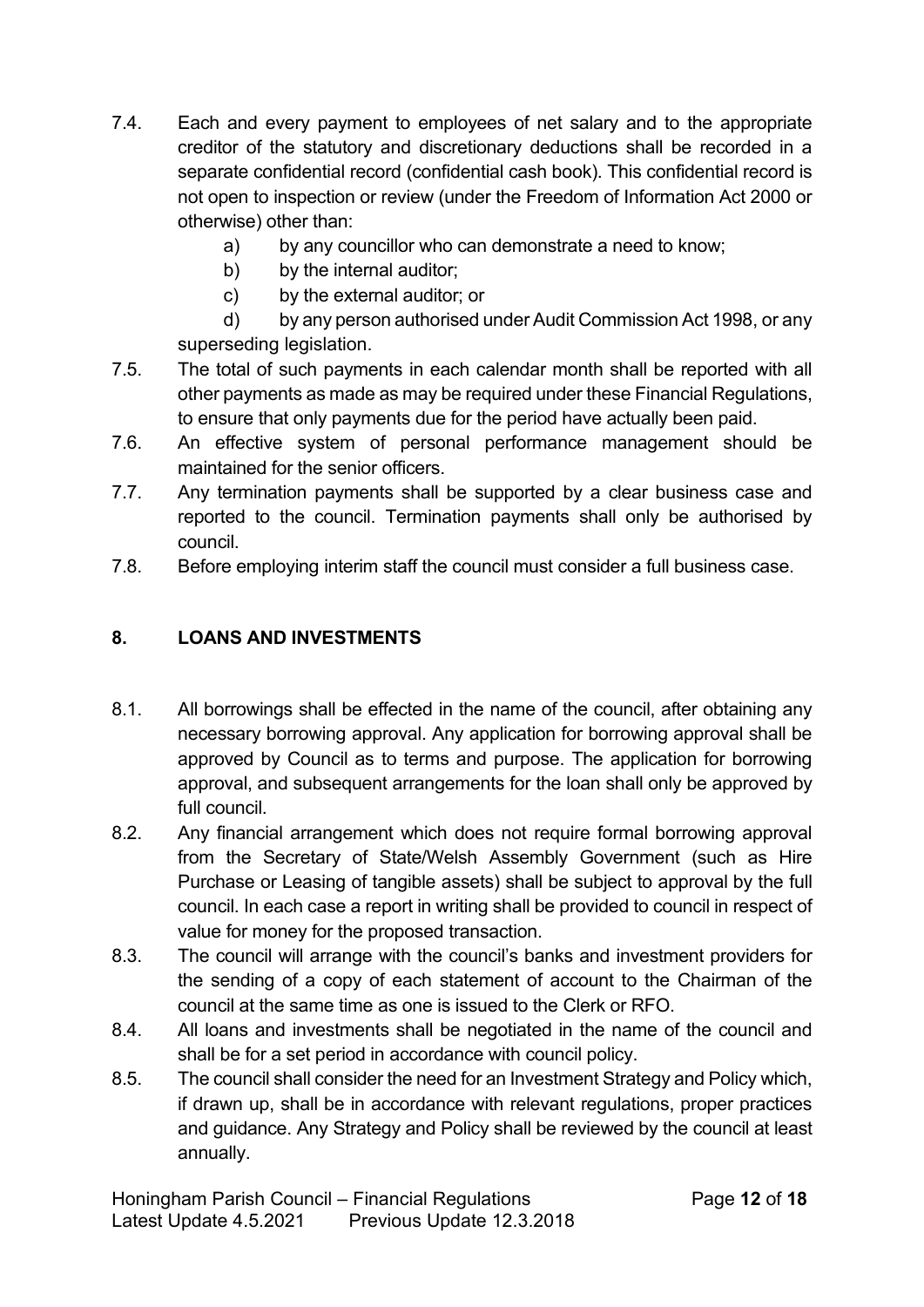7.4. Each and every payment to employees of net salary and to the appropriate creditor of the statutory and discretionary deductions shall be recorded in a separate confidential record (confidential cash book). This confidential record is not open to inspection or review (under the Freedom of Information Act 2000 or otherwise) other than:

   a) by any councillor who can demonstrate a need to know;
   b) by the internal auditor;
   c) by the external auditor; or
   d) by any person authorised under Audit Commission Act 1998, or any superseding legislation.

7.5. The total of such payments in each calendar month shall be reported with all other payments as made as may be required under these Financial Regulations, to ensure that only payments due for the period have actually been paid.

7.6. An effective system of personal performance management should be maintained for the senior officers.

7.7. Any termination payments shall be supported by a clear business case and reported to the council. Termination payments shall only be authorised by council.

7.8. Before employing interim staff the council must consider a full business case.

## 8. LOANS AND INVESTMENTS

8.1. All borrowings shall be effected in the name of the council, after obtaining any necessary borrowing approval. Any application for borrowing approval shall be approved by Council as to terms and purpose. The application for borrowing approval, and subsequent arrangements for the loan shall only be approved by full council.

8.2. Any financial arrangement which does not require formal borrowing approval from the Secretary of State/Welsh Assembly Government (such as Hire Purchase or Leasing of tangible assets) shall be subject to approval by the full council. In each case a report in writing shall be provided to council in respect of value for money for the proposed transaction.

8.3. The council will arrange with the council's banks and investment providers for the sending of a copy of each statement of account to the Chairman of the council at the same time as one is issued to the Clerk or RFO.

8.4. All loans and investments shall be negotiated in the name of the council and shall be for a set period in accordance with council policy.

8.5. The council shall consider the need for an Investment Strategy and Policy which, if drawn up, shall be in accordance with relevant regulations, proper practices and guidance. Any Strategy and Policy shall be reviewed by the council at least annually.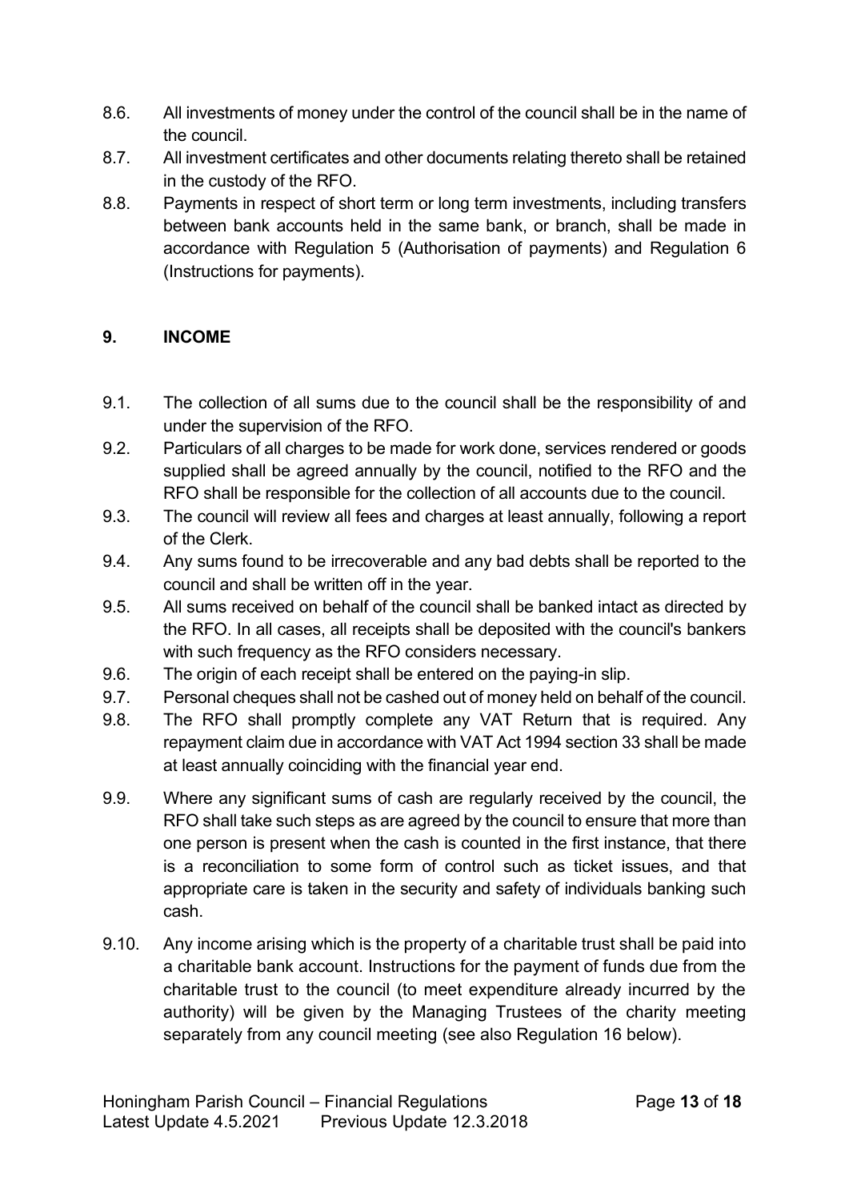8.6. All investments of money under the control of the council shall be in the name of the council.

8.7. All investment certificates and other documents relating thereto shall be retained in the custody of the RFO.

8.8. Payments in respect of short term or long term investments, including transfers between bank accounts held in the same bank, or branch, shall be made in accordance with Regulation 5 (Authorisation of payments) and Regulation 6 (Instructions for payments).

## 9. INCOME

9.1. The collection of all sums due to the council shall be the responsibility of and under the supervision of the RFO.

9.2. Particulars of all charges to be made for work done, services rendered or goods supplied shall be agreed annually by the council, notified to the RFO and the RFO shall be responsible for the collection of all accounts due to the council.

9.3. The council will review all fees and charges at least annually, following a report of the Clerk.

9.4. Any sums found to be irrecoverable and any bad debts shall be reported to the council and shall be written off in the year.

9.5. All sums received on behalf of the council shall be banked intact as directed by the RFO. In all cases, all receipts shall be deposited with the council's bankers with such frequency as the RFO considers necessary.

9.6. The origin of each receipt shall be entered on the paying-in slip.

9.7. Personal cheques shall not be cashed out of money held on behalf of the council.

9.8. The RFO shall promptly complete any VAT Return that is required. Any repayment claim due in accordance with VAT Act 1994 section 33 shall be made at least annually coinciding with the financial year end.

9.9. Where any significant sums of cash are regularly received by the council, the RFO shall take such steps as are agreed by the council to ensure that more than one person is present when the cash is counted in the first instance, that there is a reconciliation to some form of control such as ticket issues, and that appropriate care is taken in the security and safety of individuals banking such cash.

9.10. Any income arising which is the property of a charitable trust shall be paid into a charitable bank account. Instructions for the payment of funds due from the charitable trust to the council (to meet expenditure already incurred by the authority) will be given by the Managing Trustees of the charity meeting separately from any council meeting (see also Regulation 16 below).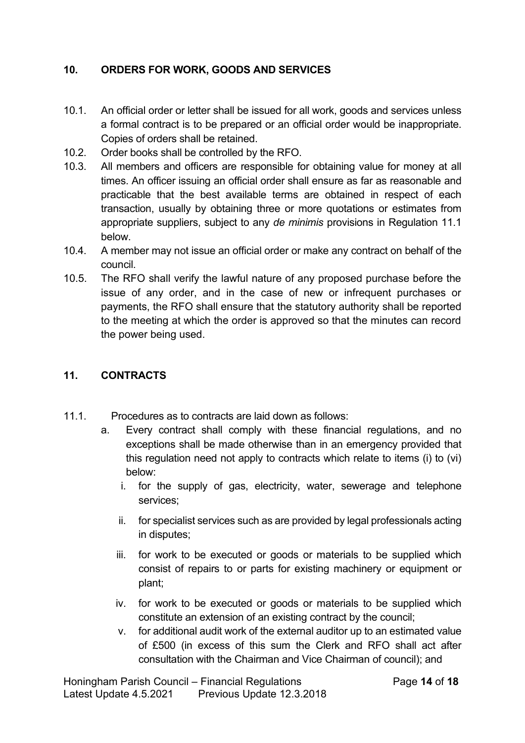## 10. ORDERS FOR WORK, GOODS AND SERVICES

10.1. An official order or letter shall be issued for all work, goods and services unless a formal contract is to be prepared or an official order would be inappropriate. Copies of orders shall be retained.

10.2. Order books shall be controlled by the RFO.

10.3. All members and officers are responsible for obtaining value for money at all times. An officer issuing an official order shall ensure as far as reasonable and practicable that the best available terms are obtained in respect of each transaction, usually by obtaining three or more quotations or estimates from appropriate suppliers, subject to any *de minimis* provisions in Regulation 11.1 below.

10.4. A member may not issue an official order or make any contract on behalf of the council.

10.5. The RFO shall verify the lawful nature of any proposed purchase before the issue of any order, and in the case of new or infrequent purchases or payments, the RFO shall ensure that the statutory authority shall be reported to the meeting at which the order is approved so that the minutes can record the power being used.

## 11. CONTRACTS

11.1. Procedures as to contracts are laid down as follows:

a. Every contract shall comply with these financial regulations, and no exceptions shall be made otherwise than in an emergency provided that this regulation need not apply to contracts which relate to items (i) to (vi) below:

   i. for the supply of gas, electricity, water, sewerage and telephone services;

   ii. for specialist services such as are provided by legal professionals acting in disputes;

   iii. for work to be executed or goods or materials to be supplied which consist of repairs to or parts for existing machinery or equipment or plant;

   iv. for work to be executed or goods or materials to be supplied which constitute an extension of an existing contract by the council;

   v. for additional audit work of the external auditor up to an estimated value of £500 (in excess of this sum the Clerk and RFO shall act after consultation with the Chairman and Vice Chairman of council); and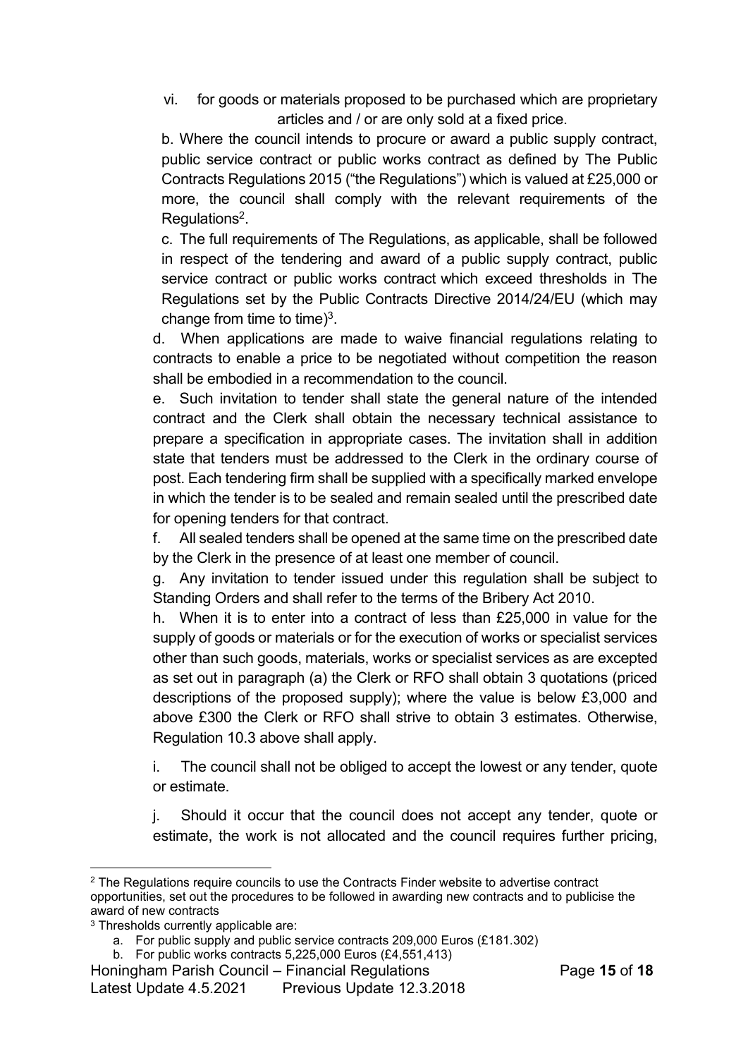vi. for goods or materials proposed to be purchased which are proprietary articles and / or are only sold at a fixed price.

b. Where the council intends to procure or award a public supply contract, public service contract or public works contract as defined by The Public Contracts Regulations 2015 ("the Regulations") which is valued at £25,000 or more, the council shall comply with the relevant requirements of the Regulations[2].

c. The full requirements of The Regulations, as applicable, shall be followed in respect of the tendering and award of a public supply contract, public service contract or public works contract which exceed thresholds in The Regulations set by the Public Contracts Directive 2014/24/EU (which may change from time to time)[3].

d. When applications are made to waive financial regulations relating to contracts to enable a price to be negotiated without competition the reason shall be embodied in a recommendation to the council.

e. Such invitation to tender shall state the general nature of the intended contract and the Clerk shall obtain the necessary technical assistance to prepare a specification in appropriate cases. The invitation shall in addition state that tenders must be addressed to the Clerk in the ordinary course of post. Each tendering firm shall be supplied with a specifically marked envelope in which the tender is to be sealed and remain sealed until the prescribed date for opening tenders for that contract.

f. All sealed tenders shall be opened at the same time on the prescribed date by the Clerk in the presence of at least one member of council.

g. Any invitation to tender issued under this regulation shall be subject to Standing Orders and shall refer to the terms of the Bribery Act 2010.

h. When it is to enter into a contract of less than £25,000 in value for the supply of goods or materials or for the execution of works or specialist services other than such goods, materials, works or specialist services as are excepted as set out in paragraph (a) the Clerk or RFO shall obtain 3 quotations (priced descriptions of the proposed supply); where the value is below £3,000 and above £300 the Clerk or RFO shall strive to obtain 3 estimates. Otherwise, Regulation 10.3 above shall apply.

i. The council shall not be obliged to accept the lowest or any tender, quote or estimate.

j. Should it occur that the council does not accept any tender, quote or estimate, the work is not allocated and the council requires further pricing,

---

[2] The Regulations require councils to use the Contracts Finder website to advertise contract opportunities, set out the procedures to be followed in awarding new contracts and to publicise the award of new contracts

[3] Thresholds currently applicable are:

a. For public supply and public service contracts 209,000 Euros (£181.302)
b. For public works contracts 5,225,000 Euros (£4,551,413)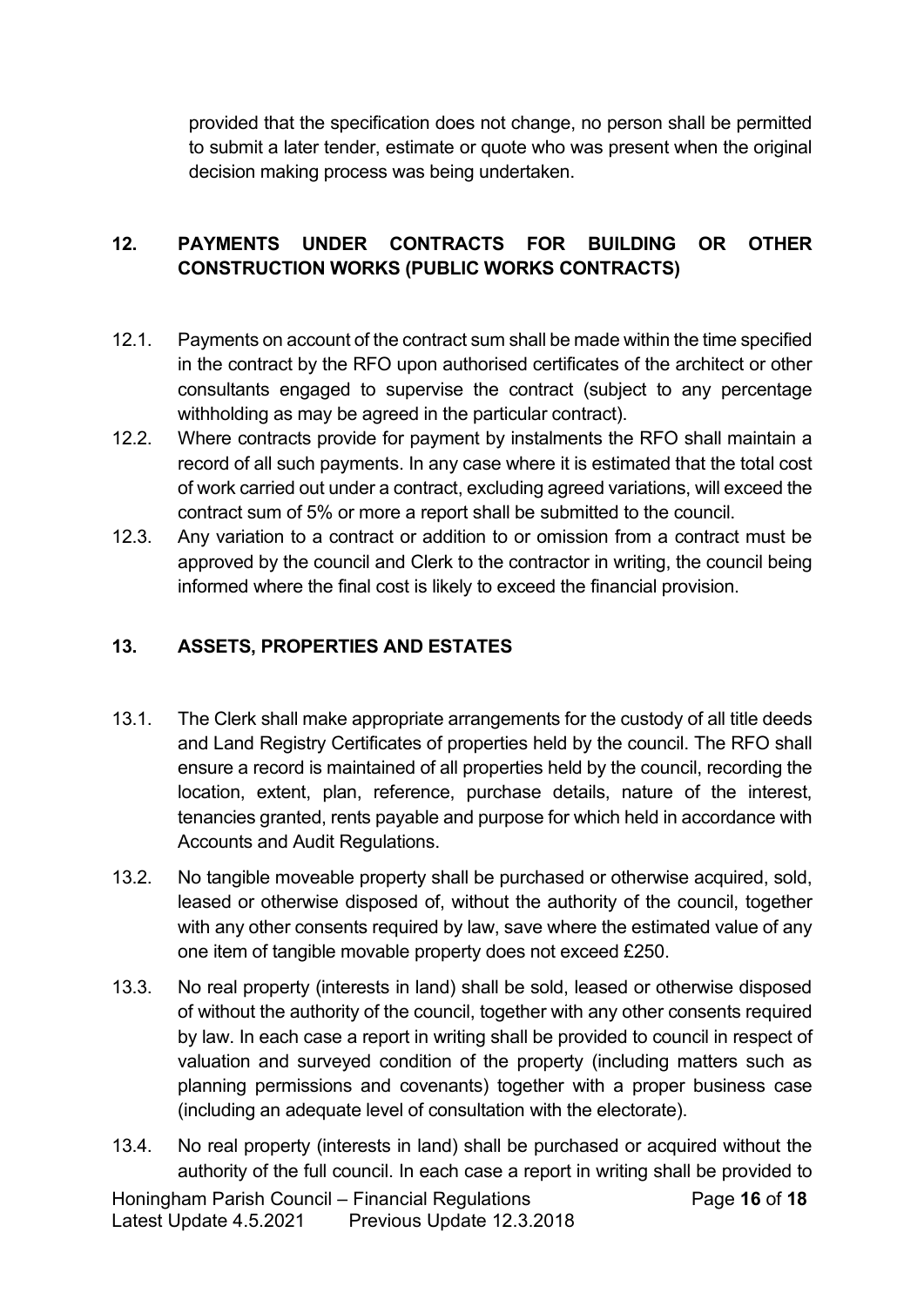provided that the specification does not change, no person shall be permitted to submit a later tender, estimate or quote who was present when the original decision making process was being undertaken.

## 12. PAYMENTS UNDER CONTRACTS FOR BUILDING OR OTHER CONSTRUCTION WORKS (PUBLIC WORKS CONTRACTS)

12.1. Payments on account of the contract sum shall be made within the time specified in the contract by the RFO upon authorised certificates of the architect or other consultants engaged to supervise the contract (subject to any percentage withholding as may be agreed in the particular contract).

12.2. Where contracts provide for payment by instalments the RFO shall maintain a record of all such payments. In any case where it is estimated that the total cost of work carried out under a contract, excluding agreed variations, will exceed the contract sum of 5% or more a report shall be submitted to the council.

12.3. Any variation to a contract or addition to or omission from a contract must be approved by the council and Clerk to the contractor in writing, the council being informed where the final cost is likely to exceed the financial provision.

## 13. ASSETS, PROPERTIES AND ESTATES

13.1. The Clerk shall make appropriate arrangements for the custody of all title deeds and Land Registry Certificates of properties held by the council. The RFO shall ensure a record is maintained of all properties held by the council, recording the location, extent, plan, reference, purchase details, nature of the interest, tenancies granted, rents payable and purpose for which held in accordance with Accounts and Audit Regulations.

13.2. No tangible moveable property shall be purchased or otherwise acquired, sold, leased or otherwise disposed of, without the authority of the council, together with any other consents required by law, save where the estimated value of any one item of tangible movable property does not exceed £250.

13.3. No real property (interests in land) shall be sold, leased or otherwise disposed of without the authority of the council, together with any other consents required by law. In each case a report in writing shall be provided to council in respect of valuation and surveyed condition of the property (including matters such as planning permissions and covenants) together with a proper business case (including an adequate level of consultation with the electorate).

13.4. No real property (interests in land) shall be purchased or acquired without the authority of the full council. In each case a report in writing shall be provided to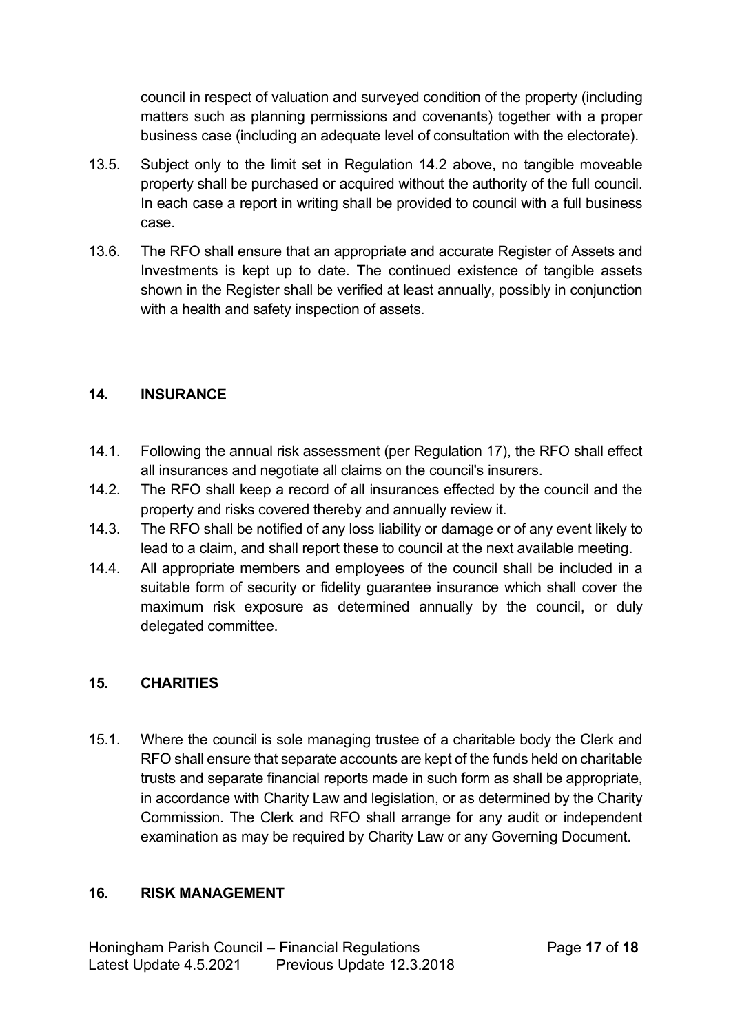council in respect of valuation and surveyed condition of the property (including matters such as planning permissions and covenants) together with a proper business case (including an adequate level of consultation with the electorate).

13.5. Subject only to the limit set in Regulation 14.2 above, no tangible moveable property shall be purchased or acquired without the authority of the full council. In each case a report in writing shall be provided to council with a full business case.

13.6. The RFO shall ensure that an appropriate and accurate Register of Assets and Investments is kept up to date. The continued existence of tangible assets shown in the Register shall be verified at least annually, possibly in conjunction with a health and safety inspection of assets.

## 14. INSURANCE

14.1. Following the annual risk assessment (per Regulation 17), the RFO shall effect all insurances and negotiate all claims on the council's insurers.

14.2. The RFO shall keep a record of all insurances effected by the council and the property and risks covered thereby and annually review it.

14.3. The RFO shall be notified of any loss liability or damage or of any event likely to lead to a claim, and shall report these to council at the next available meeting.

14.4. All appropriate members and employees of the council shall be included in a suitable form of security or fidelity guarantee insurance which shall cover the maximum risk exposure as determined annually by the council, or duly delegated committee.

## 15. CHARITIES

15.1. Where the council is sole managing trustee of a charitable body the Clerk and RFO shall ensure that separate accounts are kept of the funds held on charitable trusts and separate financial reports made in such form as shall be appropriate, in accordance with Charity Law and legislation, or as determined by the Charity Commission. The Clerk and RFO shall arrange for any audit or independent examination as may be required by Charity Law or any Governing Document.

## 16. RISK MANAGEMENT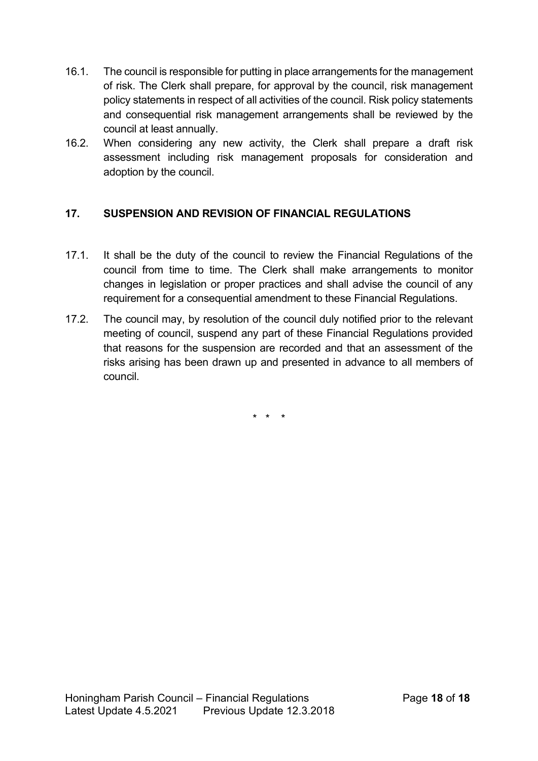16.1. The council is responsible for putting in place arrangements for the management of risk. The Clerk shall prepare, for approval by the council, risk management policy statements in respect of all activities of the council. Risk policy statements and consequential risk management arrangements shall be reviewed by the council at least annually.

16.2. When considering any new activity, the Clerk shall prepare a draft risk assessment including risk management proposals for consideration and adoption by the council.

## 17. SUSPENSION AND REVISION OF FINANCIAL REGULATIONS

17.1. It shall be the duty of the council to review the Financial Regulations of the council from time to time. The Clerk shall make arrangements to monitor changes in legislation or proper practices and shall advise the council of any requirement for a consequential amendment to these Financial Regulations.

17.2. The council may, by resolution of the council duly notified prior to the relevant meeting of council, suspend any part of these Financial Regulations provided that reasons for the suspension are recorded and that an assessment of the risks arising has been drawn up and presented in advance to all members of council.

\* \* \*